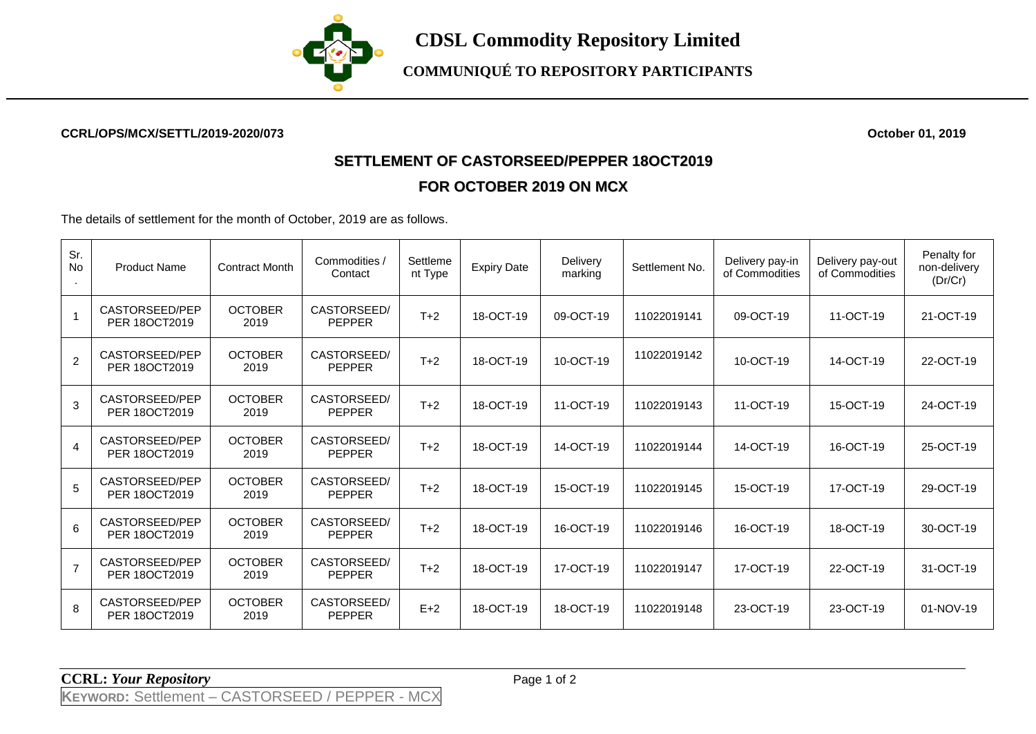# CDSL Commodity Repository Limited

## COMMUNIQUÉ TO REPOSITORY PARTICIPANTS

**CCRL/OPS/MCX/SETTL/2019-2020/073** **October 01, 2019**

## SETTLEMENT OF CASTORSEED/PEPPER 18OCT2019

## FOR OCTOBER 2019 ON MCX

The details of settlement for the month of October, 2019 are as follows.

| Sr. No. | Product Name | Contract Month | Commodities / Contact | Settlement Type | Expiry Date | Delivery marking | Settlement No. | Delivery pay-in of Commodities | Delivery pay-out of Commodities | Penalty for non-delivery (Dr/Cr) |
|---|---|---|---|---|---|---|---|---|---|---|
| 1 | CASTORSEED/PEPPER 18OCT2019 | OCTOBER 2019 | CASTORSEED/ PEPPER | T+2 | 18-OCT-19 | 09-OCT-19 | 11022019141 | 09-OCT-19 | 11-OCT-19 | 21-OCT-19 |
| 2 | CASTORSEED/PEPPER 18OCT2019 | OCTOBER 2019 | CASTORSEED/ PEPPER | T+2 | 18-OCT-19 | 10-OCT-19 | 11022019142 | 10-OCT-19 | 14-OCT-19 | 22-OCT-19 |
| 3 | CASTORSEED/PEPPER 18OCT2019 | OCTOBER 2019 | CASTORSEED/ PEPPER | T+2 | 18-OCT-19 | 11-OCT-19 | 11022019143 | 11-OCT-19 | 15-OCT-19 | 24-OCT-19 |
| 4 | CASTORSEED/PEPPER 18OCT2019 | OCTOBER 2019 | CASTORSEED/ PEPPER | T+2 | 18-OCT-19 | 14-OCT-19 | 11022019144 | 14-OCT-19 | 16-OCT-19 | 25-OCT-19 |
| 5 | CASTORSEED/PEPPER 18OCT2019 | OCTOBER 2019 | CASTORSEED/ PEPPER | T+2 | 18-OCT-19 | 15-OCT-19 | 11022019145 | 15-OCT-19 | 17-OCT-19 | 29-OCT-19 |
| 6 | CASTORSEED/PEPPER 18OCT2019 | OCTOBER 2019 | CASTORSEED/ PEPPER | T+2 | 18-OCT-19 | 16-OCT-19 | 11022019146 | 16-OCT-19 | 18-OCT-19 | 30-OCT-19 |
| 7 | CASTORSEED/PEPPER 18OCT2019 | OCTOBER 2019 | CASTORSEED/ PEPPER | T+2 | 18-OCT-19 | 17-OCT-19 | 11022019147 | 17-OCT-19 | 22-OCT-19 | 31-OCT-19 |
| 8 | CASTORSEED/PEPPER 18OCT2019 | OCTOBER 2019 | CASTORSEED/ PEPPER | E+2 | 18-OCT-19 | 18-OCT-19 | 11022019148 | 23-OCT-19 | 23-OCT-19 | 01-NOV-19 |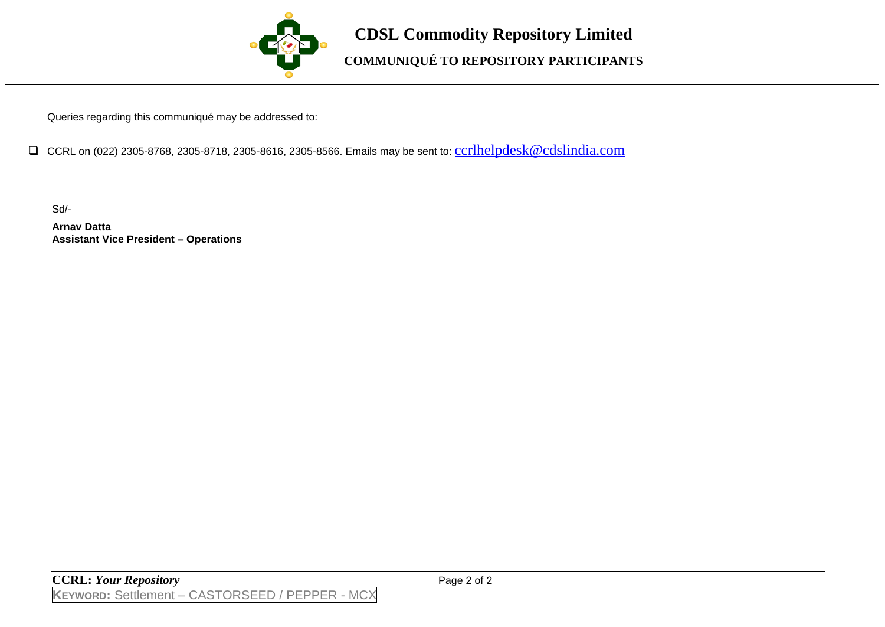Queries regarding this communiqué may be addressed to:

- CCRL on (022) 2305-8768, 2305-8718, 2305-8616, 2305-8566. Emails may be sent to: ccrlhelpdesk@cdslindia.com

Sd/-

**Arnav Datta**
**Assistant Vice President – Operations**

**KEYWORD:** Settlement – CASTORSEED / PEPPER - MCX